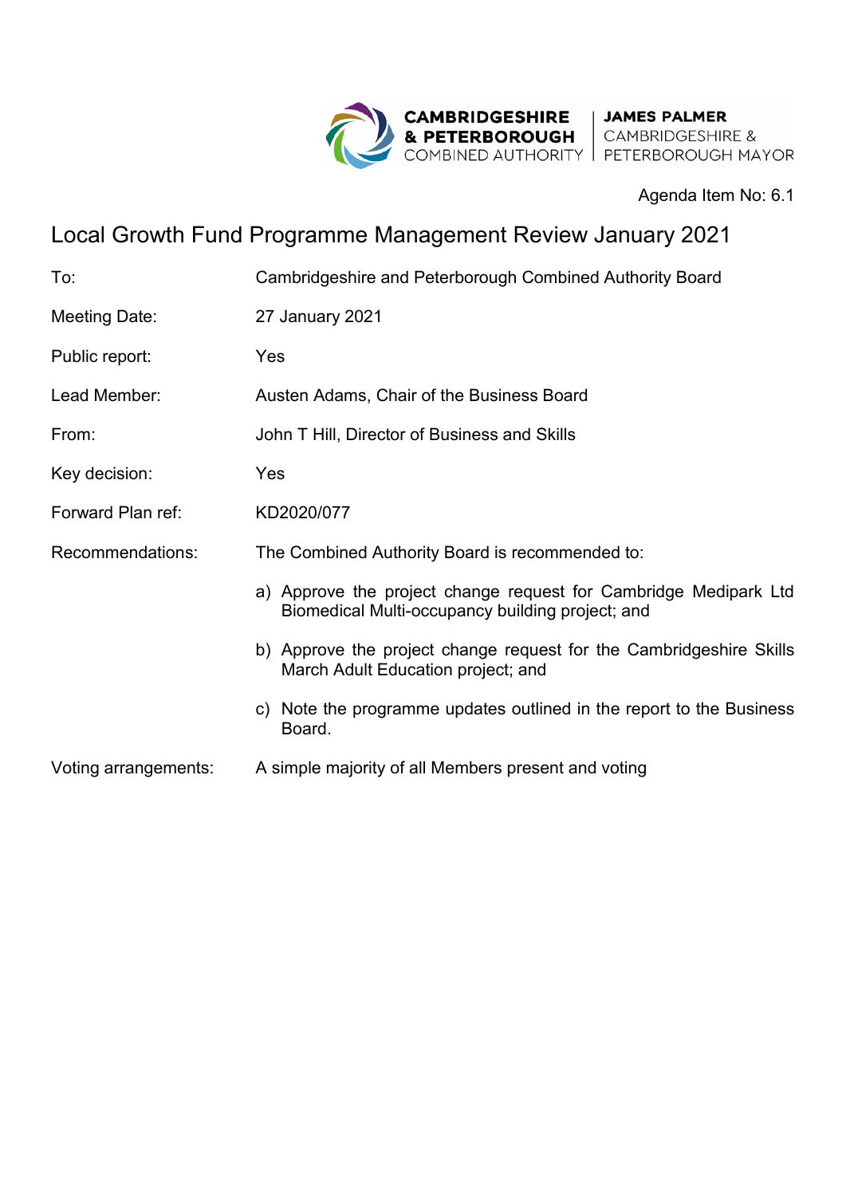CAMBRIDGESHIRE & PETERBOROUGH COMBINED AUTHORITY | JAMES PALMER CAMBRIDGESHIRE & PETERBOROUGH MAYOR

Agenda Item No: 6.1

# Local Growth Fund Programme Management Review January 2021

| | |
|---|---|
| To: | Cambridgeshire and Peterborough Combined Authority Board |
| Meeting Date: | 27 January 2021 |
| Public report: | Yes |
| Lead Member: | Austen Adams, Chair of the Business Board |
| From: | John T Hill, Director of Business and Skills |
| Key decision: | Yes |
| Forward Plan ref: | KD2020/077 |
| Recommendations: | The Combined Authority Board is recommended to: |

a) Approve the project change request for Cambridge Medipark Ltd Biomedical Multi-occupancy building project; and

b) Approve the project change request for the Cambridgeshire Skills March Adult Education project; and

c) Note the programme updates outlined in the report to the Business Board.

| | |
|---|---|
| Voting arrangements: | A simple majority of all Members present and voting |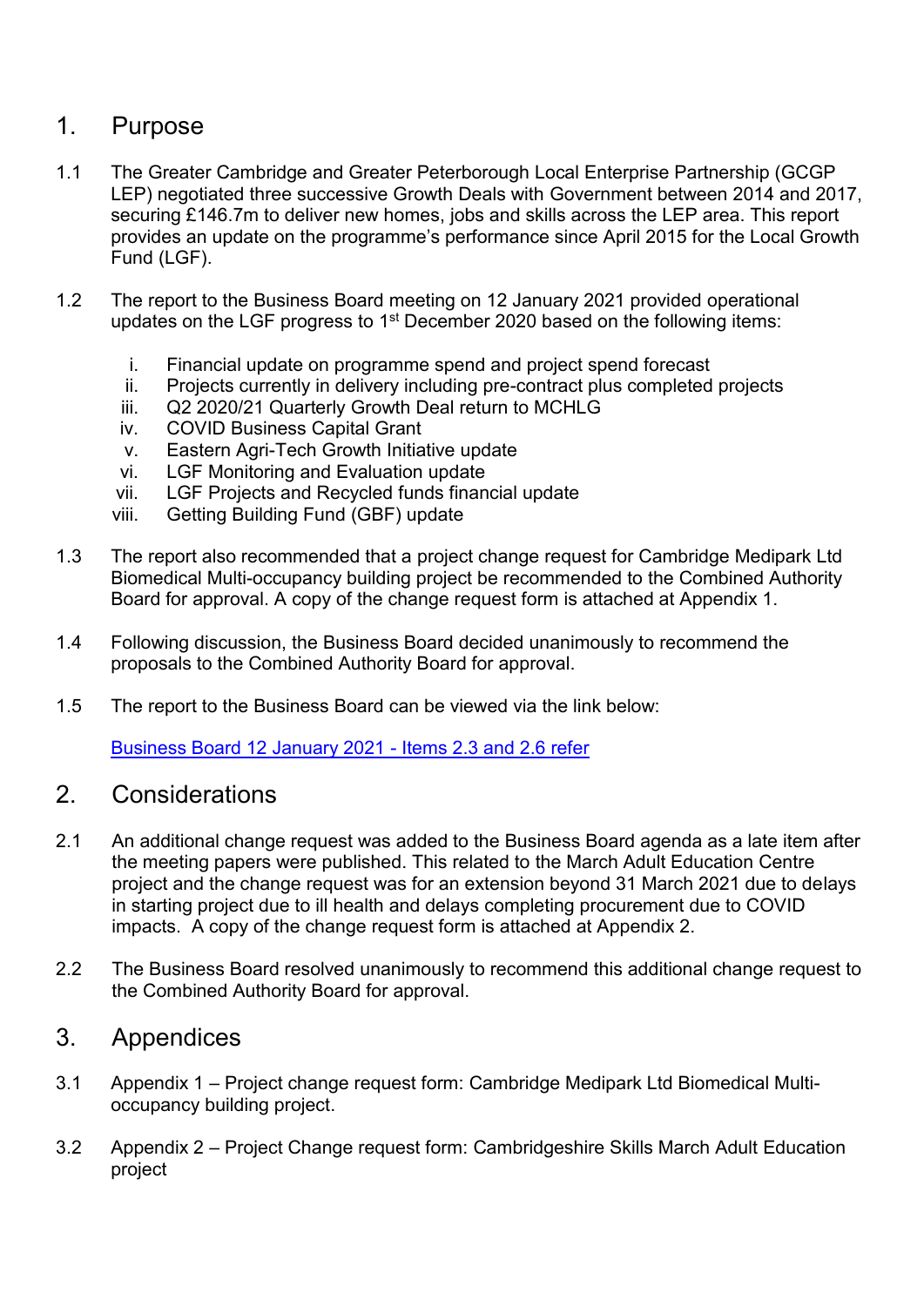## 1. Purpose

1.1 The Greater Cambridge and Greater Peterborough Local Enterprise Partnership (GCGP LEP) negotiated three successive Growth Deals with Government between 2014 and 2017, securing £146.7m to deliver new homes, jobs and skills across the LEP area. This report provides an update on the programme's performance since April 2015 for the Local Growth Fund (LGF).

1.2 The report to the Business Board meeting on 12 January 2021 provided operational updates on the LGF progress to 1st December 2020 based on the following items:

i. Financial update on programme spend and project spend forecast
ii. Projects currently in delivery including pre-contract plus completed projects
iii. Q2 2020/21 Quarterly Growth Deal return to MCHLG
iv. COVID Business Capital Grant
v. Eastern Agri-Tech Growth Initiative update
vi. LGF Monitoring and Evaluation update
vii. LGF Projects and Recycled funds financial update
viii. Getting Building Fund (GBF) update

1.3 The report also recommended that a project change request for Cambridge Medipark Ltd Biomedical Multi-occupancy building project be recommended to the Combined Authority Board for approval. A copy of the change request form is attached at Appendix 1.

1.4 Following discussion, the Business Board decided unanimously to recommend the proposals to the Combined Authority Board for approval.

1.5 The report to the Business Board can be viewed via the link below:

Business Board 12 January 2021 - Items 2.3 and 2.6 refer

## 2. Considerations

2.1 An additional change request was added to the Business Board agenda as a late item after the meeting papers were published. This related to the March Adult Education Centre project and the change request was for an extension beyond 31 March 2021 due to delays in starting project due to ill health and delays completing procurement due to COVID impacts. A copy of the change request form is attached at Appendix 2.

2.2 The Business Board resolved unanimously to recommend this additional change request to the Combined Authority Board for approval.

## 3. Appendices

3.1 Appendix 1 – Project change request form: Cambridge Medipark Ltd Biomedical Multi-occupancy building project.

3.2 Appendix 2 – Project Change request form: Cambridgeshire Skills March Adult Education project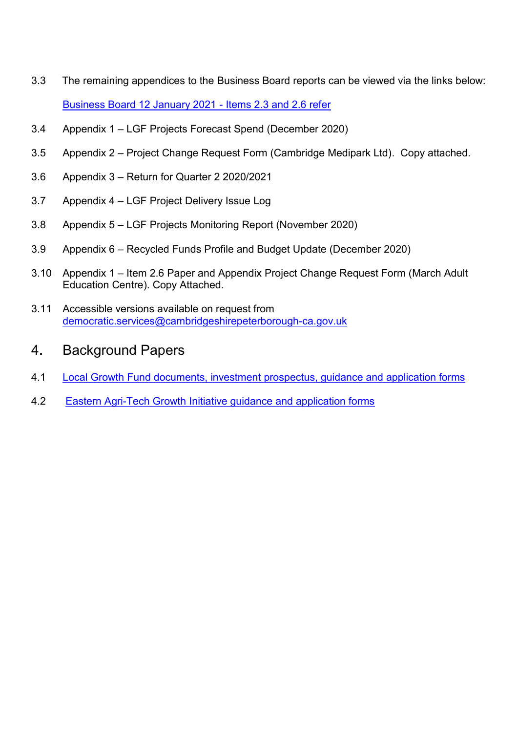3.3 The remaining appendices to the Business Board reports can be viewed via the links below:

Business Board 12 January 2021 - Items 2.3 and 2.6 refer

3.4 Appendix 1 – LGF Projects Forecast Spend (December 2020)

3.5 Appendix 2 – Project Change Request Form (Cambridge Medipark Ltd). Copy attached.

3.6 Appendix 3 – Return for Quarter 2 2020/2021

3.7 Appendix 4 – LGF Project Delivery Issue Log

3.8 Appendix 5 – LGF Projects Monitoring Report (November 2020)

3.9 Appendix 6 – Recycled Funds Profile and Budget Update (December 2020)

3.10 Appendix 1 – Item 2.6 Paper and Appendix Project Change Request Form (March Adult Education Centre). Copy Attached.

3.11 Accessible versions available on request from democratic.services@cambridgeshirepeterborough-ca.gov.uk

## 4. Background Papers

4.1 Local Growth Fund documents, investment prospectus, guidance and application forms

4.2 Eastern Agri-Tech Growth Initiative guidance and application forms